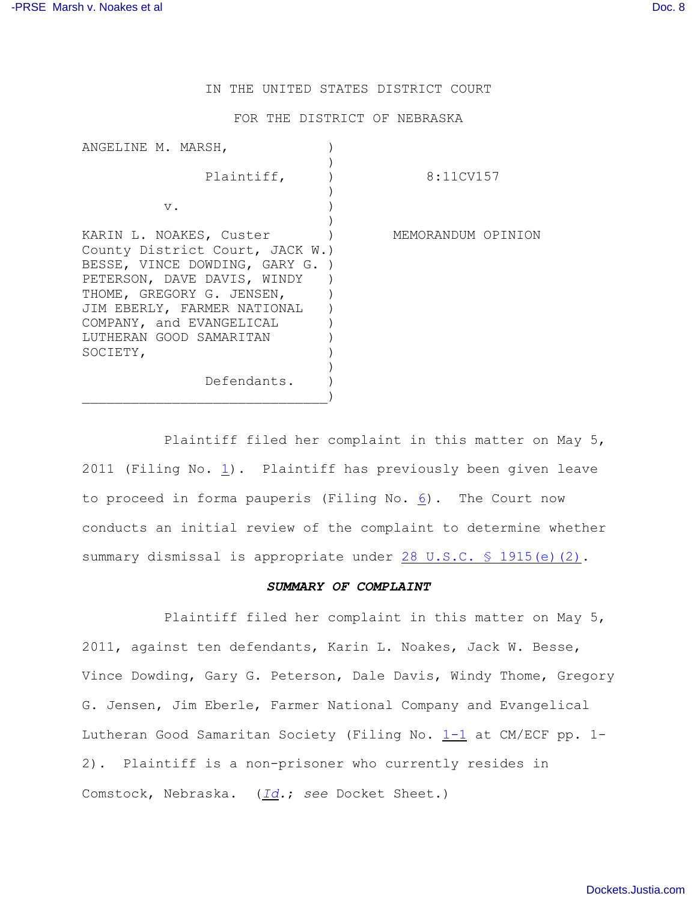IN THE UNITED STATES DISTRICT COURT

FOR THE DISTRICT OF NEBRASKA

| | | |
|---|---|---|
| ANGELINE M. MARSH, | ) | |
| | ) | |
| Plaintiff, | ) | 8:11CV157 |
| | ) | |
| v. | ) | |
| | ) | |
| KARIN L. NOAKES, Custer County District Court, JACK W. BESSE, VINCE DOWDING, GARY G. PETERSON, DAVE DAVIS, WINDY THOME, GREGORY G. JENSEN, JIM EBERLY, FARMER NATIONAL COMPANY, and EVANGELICAL LUTHERAN GOOD SAMARITAN SOCIETY, | ) | MEMORANDUM OPINION |
| | ) | |
| Defendants. | ) | |

Plaintiff filed her complaint in this matter on May 5, 2011 (Filing No. 1). Plaintiff has previously been given leave to proceed in forma pauperis (Filing No. 6). The Court now conducts an initial review of the complaint to determine whether summary dismissal is appropriate under 28 U.S.C. § 1915(e)(2).

***SUMMARY OF COMPLAINT***

Plaintiff filed her complaint in this matter on May 5, 2011, against ten defendants, Karin L. Noakes, Jack W. Besse, Vince Dowding, Gary G. Peterson, Dale Davis, Windy Thome, Gregory G. Jensen, Jim Eberle, Farmer National Company and Evangelical Lutheran Good Samaritan Society (Filing No. 1-1 at CM/ECF pp. 1-2). Plaintiff is a non-prisoner who currently resides in Comstock, Nebraska. (*Id.*; *see* Docket Sheet.)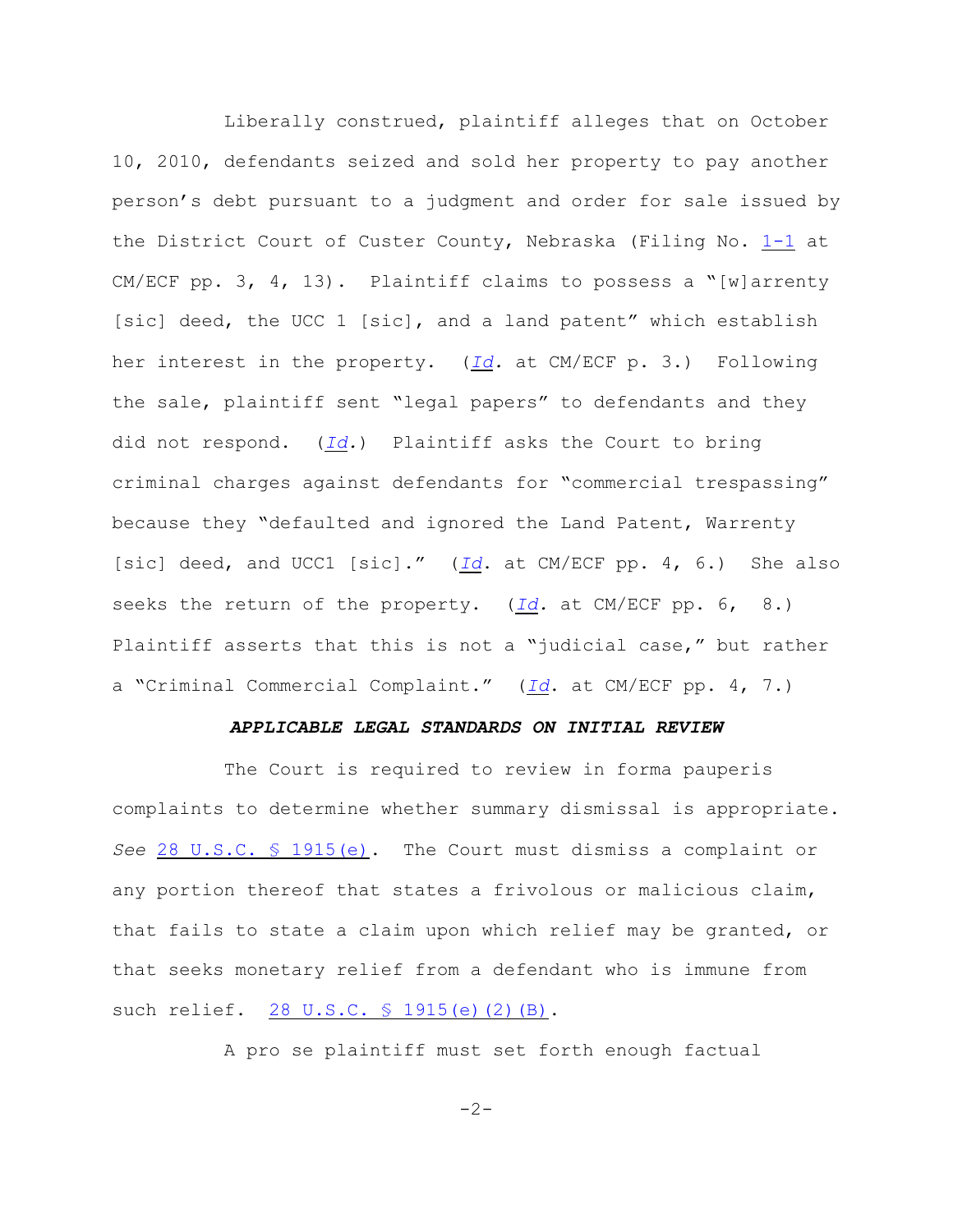Liberally construed, plaintiff alleges that on October 10, 2010, defendants seized and sold her property to pay another person's debt pursuant to a judgment and order for sale issued by the District Court of Custer County, Nebraska (Filing No. 1-1 at CM/ECF pp. 3, 4, 13). Plaintiff claims to possess a "[w]arrenty [sic] deed, the UCC 1 [sic], and a land patent" which establish her interest in the property. (*Id.* at CM/ECF p. 3.) Following the sale, plaintiff sent "legal papers" to defendants and they did not respond. (*Id.*) Plaintiff asks the Court to bring criminal charges against defendants for "commercial trespassing" because they "defaulted and ignored the Land Patent, Warrenty [sic] deed, and UCC1 [sic]." (*Id.* at CM/ECF pp. 4, 6.) She also seeks the return of the property. (*Id.* at CM/ECF pp. 6, 8.) Plaintiff asserts that this is not a "judicial case," but rather a "Criminal Commercial Complaint." (*Id.* at CM/ECF pp. 4, 7.)

### *APPLICABLE LEGAL STANDARDS ON INITIAL REVIEW*

The Court is required to review in forma pauperis complaints to determine whether summary dismissal is appropriate. *See* 28 U.S.C. § 1915(e). The Court must dismiss a complaint or any portion thereof that states a frivolous or malicious claim, that fails to state a claim upon which relief may be granted, or that seeks monetary relief from a defendant who is immune from such relief. 28 U.S.C. § 1915(e)(2)(B).

A pro se plaintiff must set forth enough factual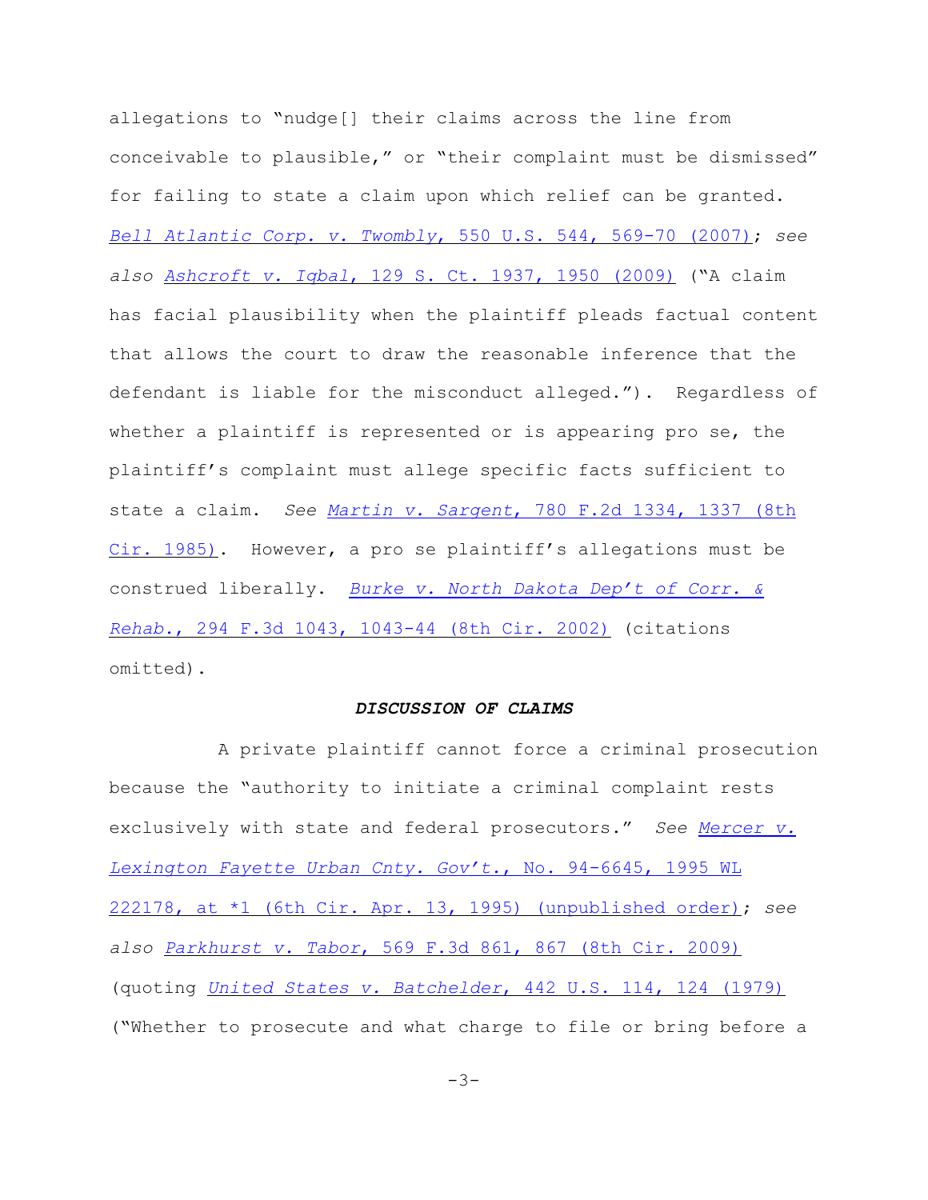allegations to "nudge[] their claims across the line from conceivable to plausible," or "their complaint must be dismissed" for failing to state a claim upon which relief can be granted. *Bell Atlantic Corp. v. Twombly*, 550 U.S. 544, 569-70 (2007); *see also* *Ashcroft v. Iqbal*, 129 S. Ct. 1937, 1950 (2009) ("A claim has facial plausibility when the plaintiff pleads factual content that allows the court to draw the reasonable inference that the defendant is liable for the misconduct alleged."). Regardless of whether a plaintiff is represented or is appearing pro se, the plaintiff's complaint must allege specific facts sufficient to state a claim. *See* *Martin v. Sargent*, 780 F.2d 1334, 1337 (8th Cir. 1985). However, a pro se plaintiff's allegations must be construed liberally. *Burke v. North Dakota Dep't of Corr. & Rehab.*, 294 F.3d 1043, 1043-44 (8th Cir. 2002) (citations omitted).

### ***DISCUSSION OF CLAIMS***

A private plaintiff cannot force a criminal prosecution because the "authority to initiate a criminal complaint rests exclusively with state and federal prosecutors." *See* *Mercer v. Lexington Fayette Urban Cnty. Gov't.*, No. 94-6645, 1995 WL 222178, at *1 (6th Cir. Apr. 13, 1995) (unpublished order); *see also* *Parkhurst v. Tabor*, 569 F.3d 861, 867 (8th Cir. 2009) (quoting *United States v. Batchelder*, 442 U.S. 114, 124 (1979) ("Whether to prosecute and what charge to file or bring before a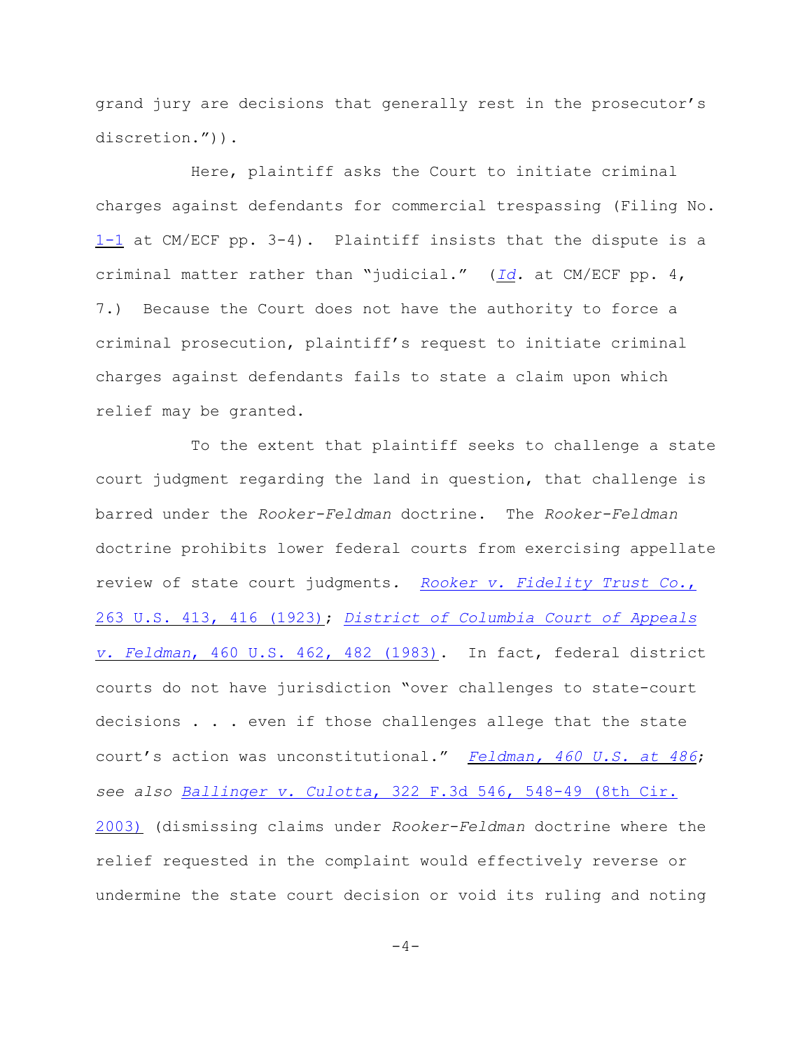grand jury are decisions that generally rest in the prosecutor's discretion.")).

Here, plaintiff asks the Court to initiate criminal charges against defendants for commercial trespassing (Filing No. 1-1 at CM/ECF pp. 3-4). Plaintiff insists that the dispute is a criminal matter rather than "judicial." (*Id.* at CM/ECF pp. 4, 7.) Because the Court does not have the authority to force a criminal prosecution, plaintiff's request to initiate criminal charges against defendants fails to state a claim upon which relief may be granted.

To the extent that plaintiff seeks to challenge a state court judgment regarding the land in question, that challenge is barred under the *Rooker-Feldman* doctrine. The *Rooker-Feldman* doctrine prohibits lower federal courts from exercising appellate review of state court judgments. *Rooker v. Fidelity Trust Co.*, 263 U.S. 413, 416 (1923); *District of Columbia Court of Appeals v. Feldman*, 460 U.S. 462, 482 (1983). In fact, federal district courts do not have jurisdiction "over challenges to state-court decisions . . . even if those challenges allege that the state court's action was unconstitutional." *Feldman*, 460 U.S. at 486; *see also* *Ballinger v. Culotta*, 322 F.3d 546, 548-49 (8th Cir. 2003) (dismissing claims under *Rooker-Feldman* doctrine where the relief requested in the complaint would effectively reverse or undermine the state court decision or void its ruling and noting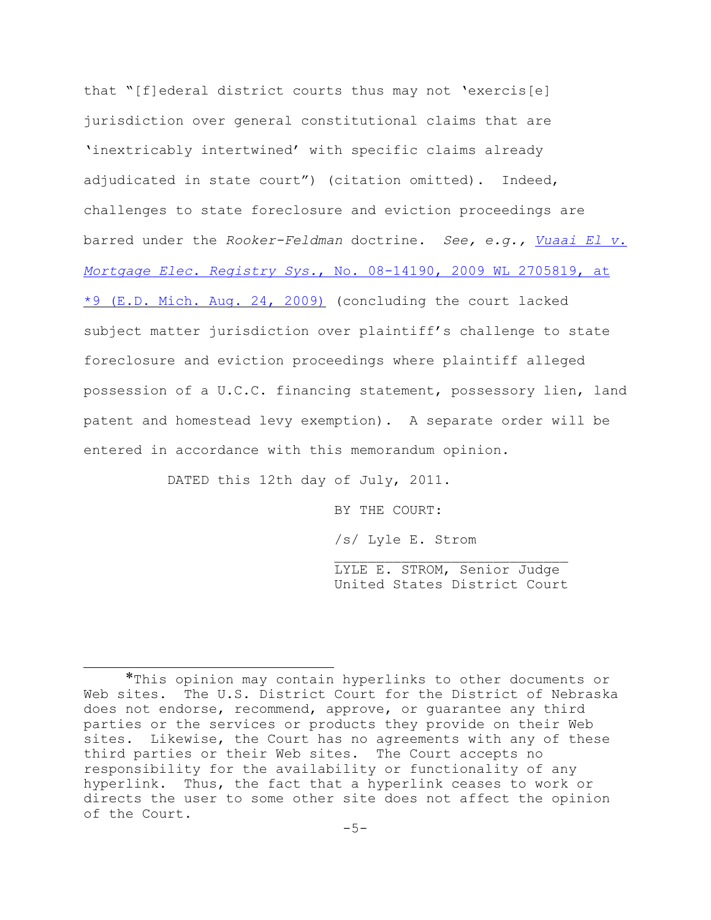that "[f]ederal district courts thus may not 'exercis[e] jurisdiction over general constitutional claims that are 'inextricably intertwined' with specific claims already adjudicated in state court") (citation omitted). Indeed, challenges to state foreclosure and eviction proceedings are barred under the *Rooker-Feldman* doctrine. *See, e.g.*, [*Vuaai El v. Mortgage Elec. Registry Sys.*, No. 08-14190, 2009 WL 2705819, at *9 (E.D. Mich. Aug. 24, 2009)] (concluding the court lacked subject matter jurisdiction over plaintiff's challenge to state foreclosure and eviction proceedings where plaintiff alleged possession of a U.C.C. financing statement, possessory lien, land patent and homestead levy exemption). A separate order will be entered in accordance with this memorandum opinion.

DATED this 12th day of July, 2011.

BY THE COURT:

/s/ Lyle E. Strom

LYLE E. STROM, Senior Judge
United States District Court

---

*This opinion may contain hyperlinks to other documents or Web sites. The U.S. District Court for the District of Nebraska does not endorse, recommend, approve, or guarantee any third parties or the services or products they provide on their Web sites. Likewise, the Court has no agreements with any of these third parties or their Web sites. The Court accepts no responsibility for the availability or functionality of any hyperlink. Thus, the fact that a hyperlink ceases to work or directs the user to some other site does not affect the opinion of the Court.